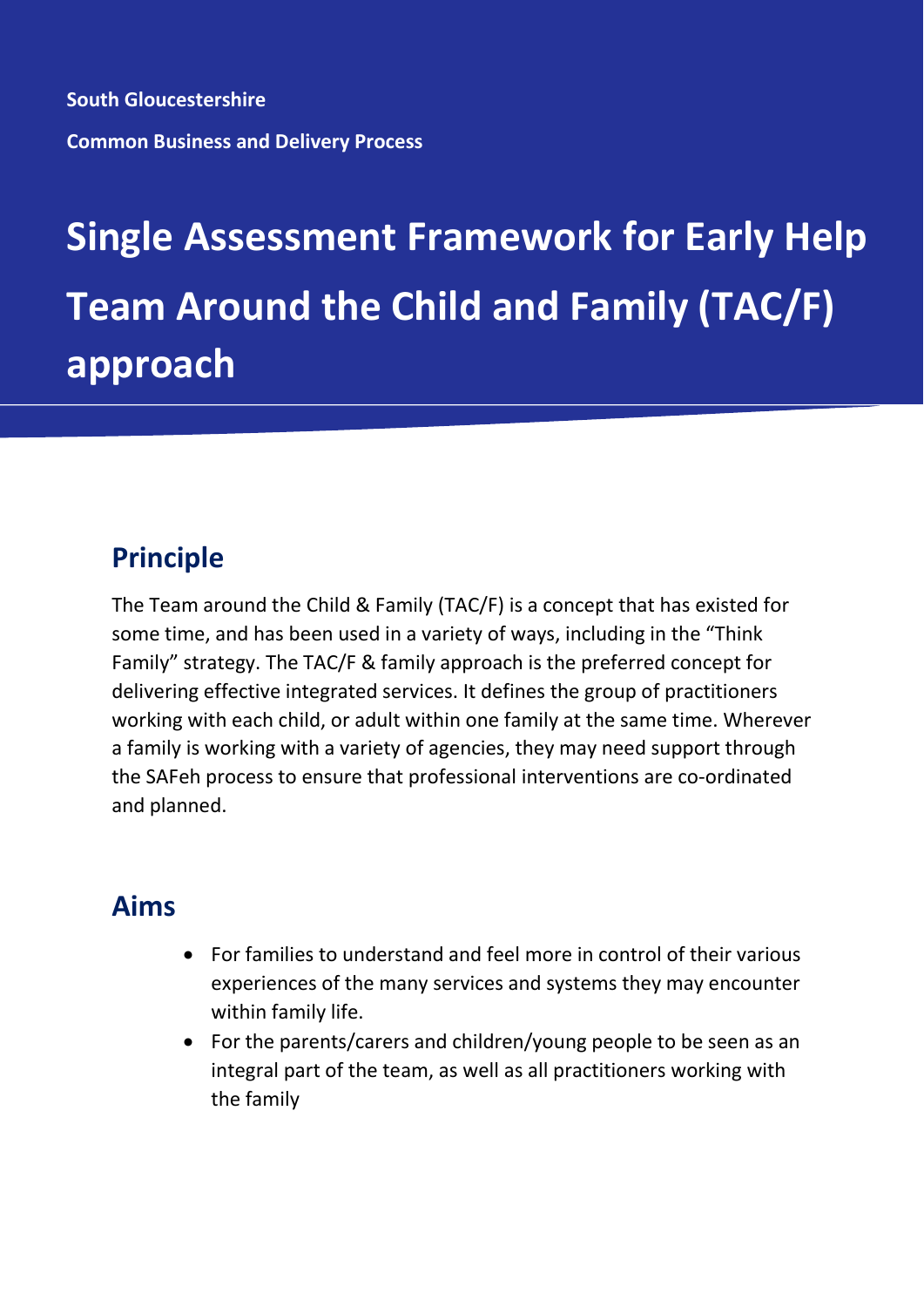**South Gloucestershire**

**Common Business and Delivery Process**

# Single Assessment Framework for Early Help Team Around the Child and Family (TAC/F) approach

## Principle

The Team around the Child & Family (TAC/F) is a concept that has existed for some time, and has been used in a variety of ways, including in the "Think Family" strategy. The TAC/F & family approach is the preferred concept for delivering effective integrated services. It defines the group of practitioners working with each child, or adult within one family at the same time. Wherever a family is working with a variety of agencies, they may need support through the SAFeh process to ensure that professional interventions are co-ordinated and planned.

## Aims

- For families to understand and feel more in control of their various experiences of the many services and systems they may encounter within family life.
- For the parents/carers and children/young people to be seen as an integral part of the team, as well as all practitioners working with the family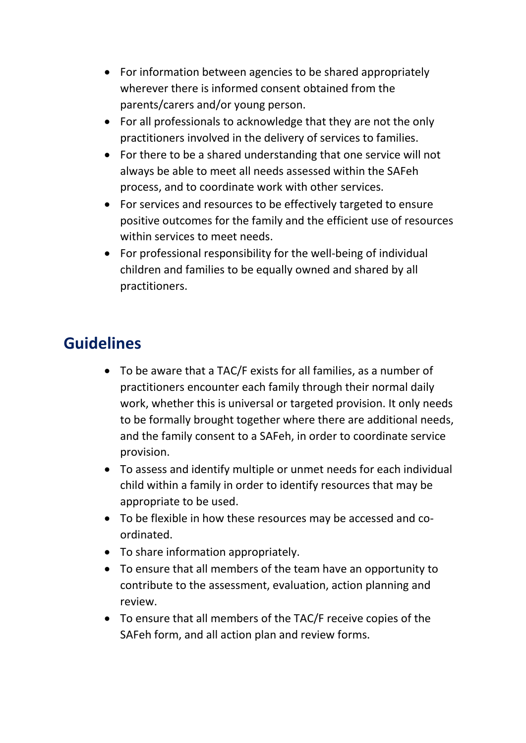- For information between agencies to be shared appropriately wherever there is informed consent obtained from the parents/carers and/or young person.
- For all professionals to acknowledge that they are not the only practitioners involved in the delivery of services to families.
- For there to be a shared understanding that one service will not always be able to meet all needs assessed within the SAFeh process, and to coordinate work with other services.
- For services and resources to be effectively targeted to ensure positive outcomes for the family and the efficient use of resources within services to meet needs.
- For professional responsibility for the well-being of individual children and families to be equally owned and shared by all practitioners.

## Guidelines

- To be aware that a TAC/F exists for all families, as a number of practitioners encounter each family through their normal daily work, whether this is universal or targeted provision. It only needs to be formally brought together where there are additional needs, and the family consent to a SAFeh, in order to coordinate service provision.
- To assess and identify multiple or unmet needs for each individual child within a family in order to identify resources that may be appropriate to be used.
- To be flexible in how these resources may be accessed and co-ordinated.
- To share information appropriately.
- To ensure that all members of the team have an opportunity to contribute to the assessment, evaluation, action planning and review.
- To ensure that all members of the TAC/F receive copies of the SAFeh form, and all action plan and review forms.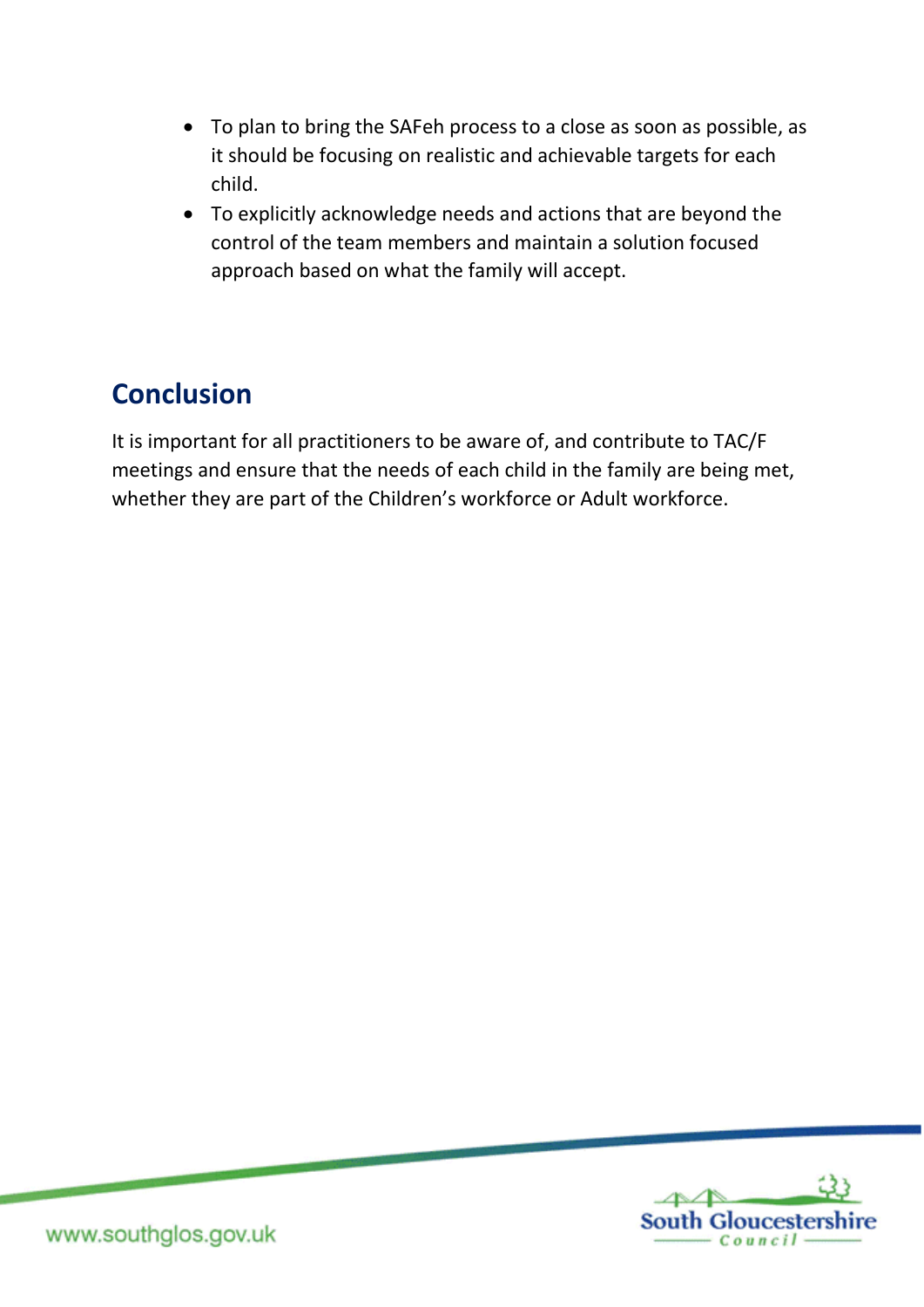- To plan to bring the SAFeh process to a close as soon as possible, as it should be focusing on realistic and achievable targets for each child.
- To explicitly acknowledge needs and actions that are beyond the control of the team members and maintain a solution focused approach based on what the family will accept.

## Conclusion

It is important for all practitioners to be aware of, and contribute to TAC/F meetings and ensure that the needs of each child in the family are being met, whether they are part of the Children's workforce or Adult workforce.